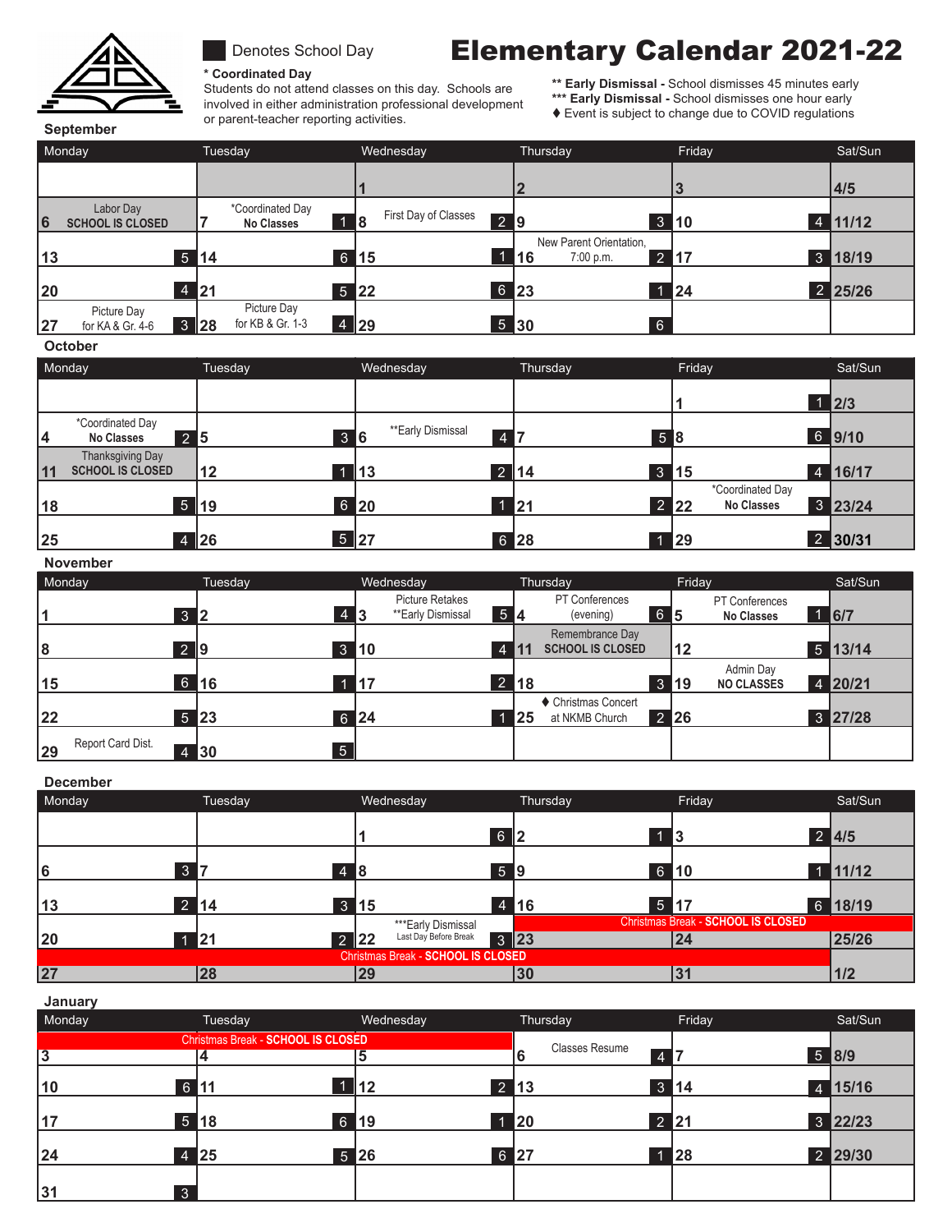# Elementary Calendar 2021-22

Denotes School Day

**\* Coordinated Day**
Students do not attend classes on this day. Schools are involved in either administration professional development or parent-teacher reporting activities.

**\*\* Early Dismissal -** School dismisses 45 minutes early
**\*\*\* Early Dismissal -** School dismisses one hour early
♦ Event is subject to change due to COVID regulations

## September

| Monday | Tuesday | Wednesday | Thursday | Friday | Sat/Sun |
|---|---|---|---|---|---|
| | | 1 | 2 | 3 | 4/5 |
| 6 Labor Day SCHOOL IS CLOSED | 7 *Coordinated Day No Classes | 8 First Day of Classes [1] | 9 [2] | 10 [3] | 11/12 [4] |
| 13 [5] | 14 [6] | 15 [1] | 16 New Parent Orientation, 7:00 p.m. [2] | 17 [3] | 18/19 |
| 20 [4] | 21 [5] | 22 [6] | 23 [1] | 24 [2] | 25/26 |
| 27 Picture Day for KA & Gr. 4-6 [3] | 28 Picture Day for KB & Gr. 1-3 [4] | 29 [5] | 30 [6] | | |

## October

| Monday | Tuesday | Wednesday | Thursday | Friday | Sat/Sun |
|---|---|---|---|---|---|
| | | | | 1 [1] | 2/3 |
| 4 *Coordinated Day No Classes [2] | 5 [3] | 6 **Early Dismissal [4] | 7 [5] | 8 [6] | 9/10 |
| 11 Thanksgiving Day SCHOOL IS CLOSED | 12 [1] | 13 [2] | 14 [3] | 15 [4] | 16/17 |
| 18 [5] | 19 [6] | 20 [1] | 21 [2] | 22 *Coordinated Day No Classes [3] | 23/24 |
| 25 [4] | 26 [5] | 27 [6] | 28 [1] | 29 [2] | 30/31 |

## November

| Monday | Tuesday | Wednesday | Thursday | Friday | Sat/Sun |
|---|---|---|---|---|---|
| 1 [3] | 2 [4] | 3 Picture Retakes **Early Dismissal [5] | 4 PT Conferences (evening) [6] | 5 PT Conferences No Classes [1] | 6/7 |
| 8 [2] | 9 [3] | 10 [4] | 11 Remembrance Day SCHOOL IS CLOSED | 12 [5] | 13/14 |
| 15 [6] | 16 [1] | 17 [2] | 18 [3] | 19 Admin Day NO CLASSES [4] | 20/21 |
| 22 [5] | 23 [6] | 24 [1] | 25 ♦ Christmas Concert at NKMB Church [2] | 26 [3] | 27/28 |
| 29 Report Card Dist. [4] | 30 [5] | | | | |

## December

| Monday | Tuesday | Wednesday | Thursday | Friday | Sat/Sun |
|---|---|---|---|---|---|
| | | 1 [6] | 2 [1] | 3 [2] | 4/5 |
| 6 [3] | 7 [4] | 8 [5] | 9 [6] | 10 [1] | 11/12 |
| 13 [2] | 14 [3] | 15 [4] | 16 [5] | 17 [6] | 18/19 |
| 20 [1] | 21 [2] | 22 ***Early Dismissal Last Day Before Break [3] | 23 Christmas Break - SCHOOL IS CLOSED | 24 Christmas Break - SCHOOL IS CLOSED | 25/26 |
| 27 Christmas Break - SCHOOL IS CLOSED | 28 Christmas Break - SCHOOL IS CLOSED | 29 Christmas Break - SCHOOL IS CLOSED | 30 Christmas Break - SCHOOL IS CLOSED | 31 Christmas Break - SCHOOL IS CLOSED | 1/2 |

## January

| Monday | Tuesday | Wednesday | Thursday | Friday | Sat/Sun |
|---|---|---|---|---|---|
| 3 Christmas Break - SCHOOL IS CLOSED | 4 Christmas Break - SCHOOL IS CLOSED | 5 Christmas Break - SCHOOL IS CLOSED | 6 Classes Resume [4] | 7 [5] | 8/9 |
| 10 [6] | 11 [1] | 12 [2] | 13 [3] | 14 [4] | 15/16 |
| 17 [5] | 18 [6] | 19 [1] | 20 [2] | 21 [3] | 22/23 |
| 24 [4] | 25 [5] | 26 [6] | 27 [1] | 28 [2] | 29/30 |
| 31 [3] | | | | | |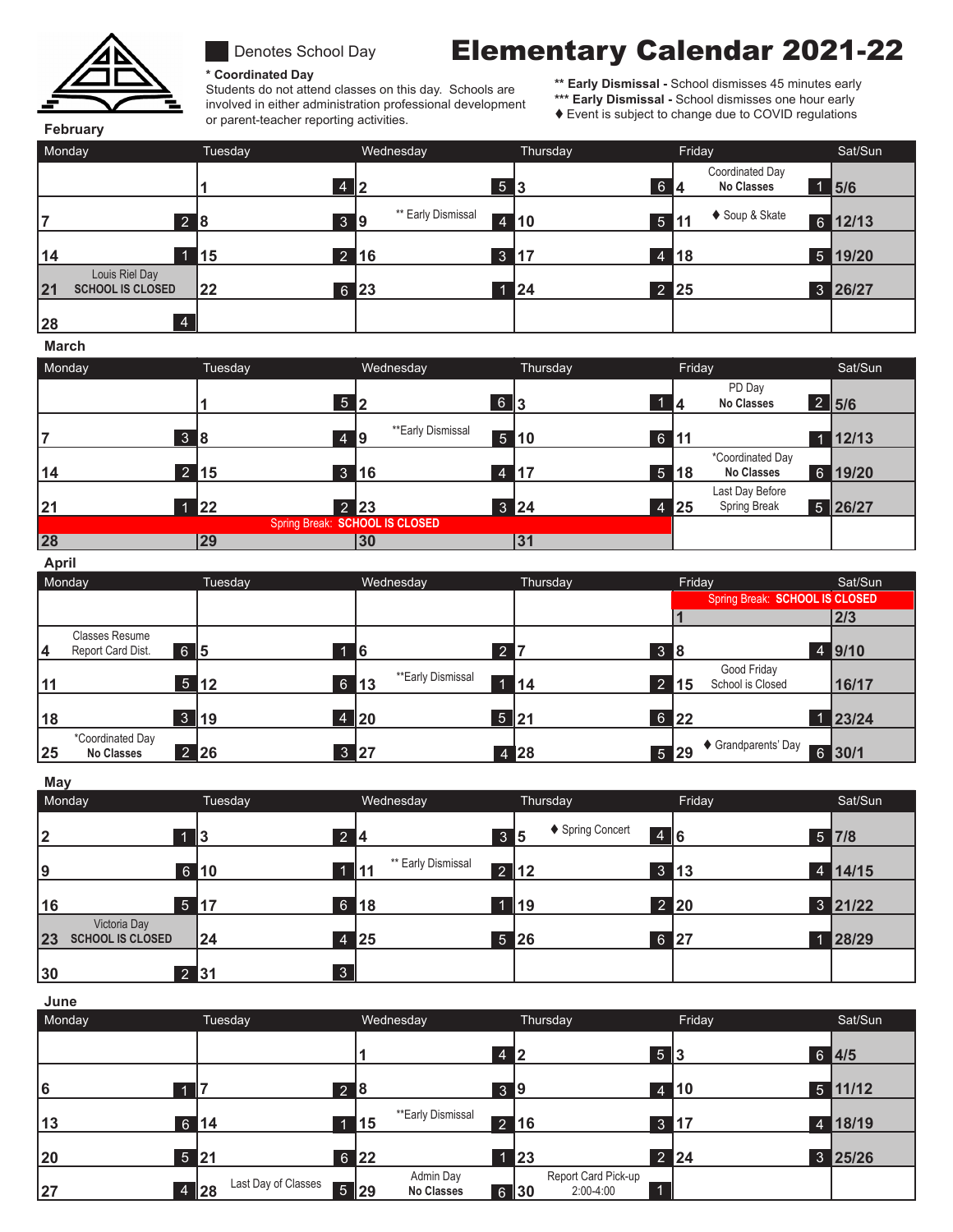# Elementary Calendar 2021-22

Denotes School Day

**\* Coordinated Day**
Students do not attend classes on this day. Schools are involved in either administration professional development or parent-teacher reporting activities.

**\*\* Early Dismissal -** School dismisses 45 minutes early
**\*\*\* Early Dismissal -** School dismisses one hour early
♦ Event is subject to change due to COVID regulations

## February

| Monday | Tuesday | Wednesday | Thursday | Friday | Sat/Sun |
|---|---|---|---|---|---|
| | 1 (4) | 2 (5) | 3 (6) | 4 Coordinated Day **No Classes** (1) | 5/6 |
| 7 (2) | 8 (3) | 9 \*\* Early Dismissal (4) | 10 (5) | 11 ♦ Soup & Skate (6) | 12/13 |
| 14 (1) | 15 (2) | 16 (3) | 17 (4) | 18 (5) | 19/20 |
| 21 Louis Riel Day **SCHOOL IS CLOSED** | 22 (6) | 23 (1) | 24 (2) | 25 (3) | 26/27 |
| 28 (4) | | | | | |

## March

| Monday | Tuesday | Wednesday | Thursday | Friday | Sat/Sun |
|---|---|---|---|---|---|
| | 1 (5) | 2 (6) | 3 (1) | 4 PD Day **No Classes** (2) | 5/6 |
| 7 (3) | 8 (4) | 9 \*\*Early Dismissal (5) | 10 (6) | 11 (1) | 12/13 |
| 14 (2) | 15 (3) | 16 (4) | 17 (5) | 18 \*Coordinated Day **No Classes** (6) | 19/20 |
| 21 (1) | 22 (2) | 23 (3) | 24 (4) | 25 Last Day Before Spring Break (5) | 26/27 |
| 28 Spring Break: **SCHOOL IS CLOSED** | 29 | 30 | 31 | | |

## April

| Monday | Tuesday | Wednesday | Thursday | Friday | Sat/Sun |
|---|---|---|---|---|---|
| | | | | 1 Spring Break: **SCHOOL IS CLOSED** | 2/3 |
| 4 Classes Resume Report Card Dist. (6) | 5 (1) | 6 (2) | 7 (3) | 8 (4) | 9/10 |
| 11 (5) | 12 (6) | 13 \*\*Early Dismissal (1) | 14 (2) | 15 Good Friday School is Closed | 16/17 |
| 18 (3) | 19 (4) | 20 (5) | 21 (6) | 22 (1) | 23/24 |
| 25 \*Coordinated Day **No Classes** (2) | 26 (3) | 27 (4) | 28 (5) | 29 ♦ Grandparents' Day (6) | 30/1 |

## May

| Monday | Tuesday | Wednesday | Thursday | Friday | Sat/Sun |
|---|---|---|---|---|---|
| 2 (1) | 3 (2) | 4 (3) | 5 ♦ Spring Concert (4) | 6 (5) | 7/8 |
| 9 (6) | 10 (1) | 11 \*\* Early Dismissal (2) | 12 (3) | 13 (4) | 14/15 |
| 16 (5) | 17 (6) | 18 (1) | 19 (2) | 20 (3) | 21/22 |
| 23 Victoria Day **SCHOOL IS CLOSED** | 24 (4) | 25 (5) | 26 (6) | 27 (1) | 28/29 |
| 30 (2) | 31 (3) | | | | |

## June

| Monday | Tuesday | Wednesday | Thursday | Friday | Sat/Sun |
|---|---|---|---|---|---|
| | | 1 (4) | 2 (5) | 3 (6) | 4/5 |
| 6 (1) | 7 (2) | 8 (3) | 9 (4) | 10 (5) | 11/12 |
| 13 (6) | 14 (1) | 15 \*\*Early Dismissal (2) | 16 (3) | 17 (4) | 18/19 |
| 20 (5) | 21 (6) | 22 (1) | 23 (2) | 24 (3) | 25/26 |
| 27 (4) | 28 Last Day of Classes (5) | 29 Admin Day **No Classes** (6) | 30 Report Card Pick-up 2:00-4:00 (1) | | |